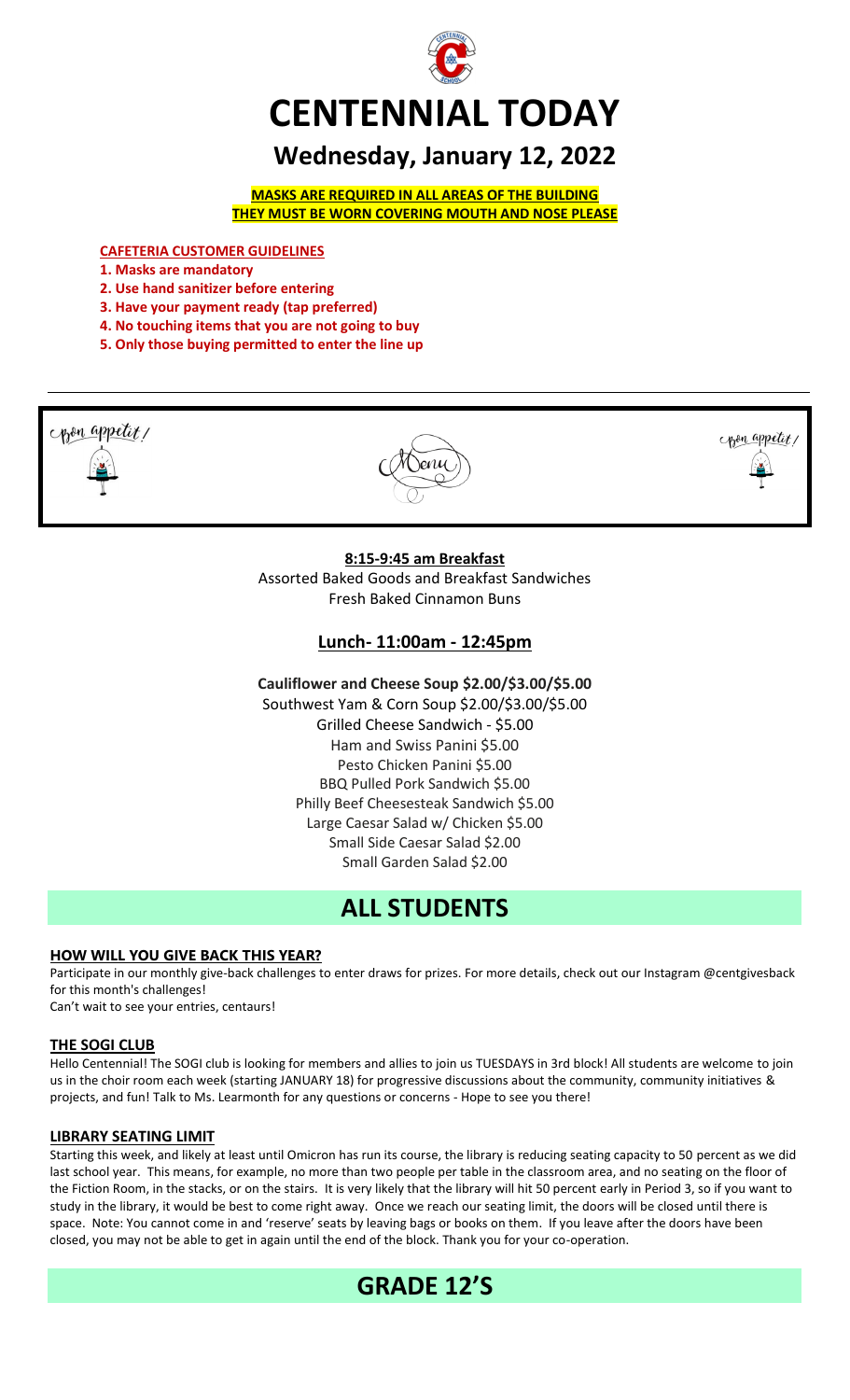# CENTENNIAL TODAY

## Wednesday, January 12, 2022

**MASKS ARE REQUIRED IN ALL AREAS OF THE BUILDING**
**THEY MUST BE WORN COVERING MOUTH AND NOSE PLEASE**

**CAFETERIA CUSTOMER GUIDELINES**

**1. Masks are mandatory**
**2. Use hand sanitizer before entering**
**3. Have your payment ready (tap preferred)**
**4. No touching items that you are not going to buy**
**5. Only those buying permitted to enter the line up**

Bon appetit! Menu Bon appetit!

**8:15-9:45 am Breakfast**

Assorted Baked Goods and Breakfast Sandwiches
Fresh Baked Cinnamon Buns

**Lunch- 11:00am - 12:45pm**

**Cauliflower and Cheese Soup $2.00/$3.00/$5.00**
Southwest Yam & Corn Soup $2.00/$3.00/$5.00
Grilled Cheese Sandwich - $5.00
Ham and Swiss Panini $5.00
Pesto Chicken Panini $5.00
BBQ Pulled Pork Sandwich $5.00
Philly Beef Cheesesteak Sandwich $5.00
Large Caesar Salad w/ Chicken $5.00
Small Side Caesar Salad $2.00
Small Garden Salad $2.00

# ALL STUDENTS

**HOW WILL YOU GIVE BACK THIS YEAR?**

Participate in our monthly give-back challenges to enter draws for prizes. For more details, check out our Instagram @centgivesback for this month's challenges!
Can't wait to see your entries, centaurs!

**THE SOGI CLUB**

Hello Centennial! The SOGI club is looking for members and allies to join us TUESDAYS in 3rd block! All students are welcome to join us in the choir room each week (starting JANUARY 18) for progressive discussions about the community, community initiatives & projects, and fun! Talk to Ms. Learmonth for any questions or concerns - Hope to see you there!

**LIBRARY SEATING LIMIT**

Starting this week, and likely at least until Omicron has run its course, the library is reducing seating capacity to 50 percent as we did last school year. This means, for example, no more than two people per table in the classroom area, and no seating on the floor of the Fiction Room, in the stacks, or on the stairs. It is very likely that the library will hit 50 percent early in Period 3, so if you want to study in the library, it would be best to come right away. Once we reach our seating limit, the doors will be closed until there is space. Note: You cannot come in and 'reserve' seats by leaving bags or books on them. If you leave after the doors have been closed, you may not be able to get in again until the end of the block. Thank you for your co-operation.

# GRADE 12'S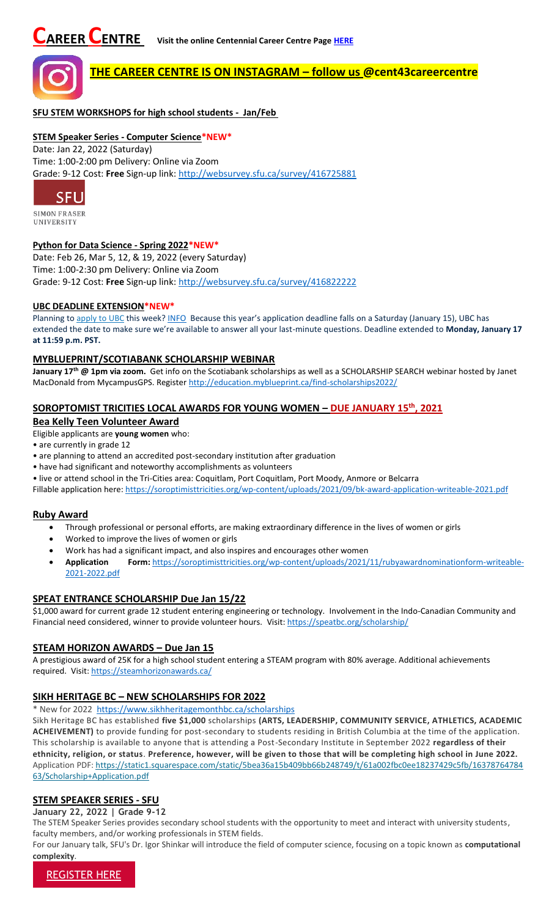# CAREER CENTRE

**Visit the online Centennial Career Centre Page HERE**

## THE CAREER CENTRE IS ON INSTAGRAM – follow us @cent43careercentre

### SFU STEM WORKSHOPS for high school students - Jan/Feb

**STEM Speaker Series - Computer Science*NEW***

Date: Jan 22, 2022 (Saturday)
Time: 1:00-2:00 pm Delivery: Online via Zoom
Grade: 9-12 Cost: **Free** Sign-up link: http://websurvey.sfu.ca/survey/416725881

SFU
SIMON FRASER UNIVERSITY

**Python for Data Science - Spring 2022*NEW***

Date: Feb 26, Mar 5, 12, & 19, 2022 (every Saturday)
Time: 1:00-2:30 pm Delivery: Online via Zoom
Grade: 9-12 Cost: **Free** Sign-up link: http://websurvey.sfu.ca/survey/416822222

### UBC DEADLINE EXTENSION*NEW*

Planning to apply to UBC this week? INFO Because this year's application deadline falls on a Saturday (January 15), UBC has extended the date to make sure we're available to answer all your last-minute questions. Deadline extended to **Monday, January 17 at 11:59 p.m. PST.**

### MYBLUEPRINT/SCOTIABANK SCHOLARSHIP WEBINAR

**January 17th @ 1pm via zoom.** Get info on the Scotiabank scholarships as well as a SCHOLARSHIP SEARCH webinar hosted by Janet MacDonald from MycampusGPS. Register http://education.myblueprint.ca/find-scholarships2022/

### SOROPTOMIST TRICITIES LOCAL AWARDS FOR YOUNG WOMEN – DUE JANUARY 15th, 2021

### Bea Kelly Teen Volunteer Award

Eligible applicants are **young women** who:

- are currently in grade 12
- are planning to attend an accredited post-secondary institution after graduation
- have had significant and noteworthy accomplishments as volunteers
- live or attend school in the Tri-Cities area: Coquitlam, Port Coquitlam, Port Moody, Anmore or Belcarra

Fillable application here: https://soroptimisttricities.org/wp-content/uploads/2021/09/bk-award-application-writeable-2021.pdf

### Ruby Award

- Through professional or personal efforts, are making extraordinary difference in the lives of women or girls
- Worked to improve the lives of women or girls
- Work has had a significant impact, and also inspires and encourages other women
- **Application Form:** https://soroptimisttricities.org/wp-content/uploads/2021/11/rubyawardnominationform-writeable-2021-2022.pdf

### SPEAT ENTRANCE SCHOLARSHIP Due Jan 15/22

$1,000 award for current grade 12 student entering engineering or technology. Involvement in the Indo-Canadian Community and Financial need considered, winner to provide volunteer hours. Visit: https://speatbc.org/scholarship/

### STEAM HORIZON AWARDS – Due Jan 15

A prestigious award of 25K for a high school student entering a STEAM program with 80% average. Additional achievements required. Visit: https://steamhorizonawards.ca/

### SIKH HERITAGE BC – NEW SCHOLARSHIPS FOR 2022

* New for 2022 https://www.sikhheritagemonthbc.ca/scholarships

Sikh Heritage BC has established **five $1,000** scholarships **(ARTS, LEADERSHIP, COMMUNITY SERVICE, ATHLETICS, ACADEMIC ACHEIVEMENT)** to provide funding for post-secondary to students residing in British Columbia at the time of the application. This scholarship is available to anyone that is attending a Post-Secondary Institute in September 2022 **regardless of their ethnicity, religion, or status**. **Preference, however, will be given to those that will be completing high school in June 2022.** Application PDF: https://static1.squarespace.com/static/5bea36a15b409bb66b248749/t/61a002fbc0ee18237429c5fb/1637876478463/Scholarship+Application.pdf

### STEM SPEAKER SERIES - SFU

**January 22, 2022 | Grade 9-12**

The STEM Speaker Series provides secondary school students with the opportunity to meet and interact with university students, faculty members, and/or working professionals in STEM fields.

For our January talk, SFU's Dr. Igor Shinkar will introduce the field of computer science, focusing on a topic known as **computational complexity**.

REGISTER HERE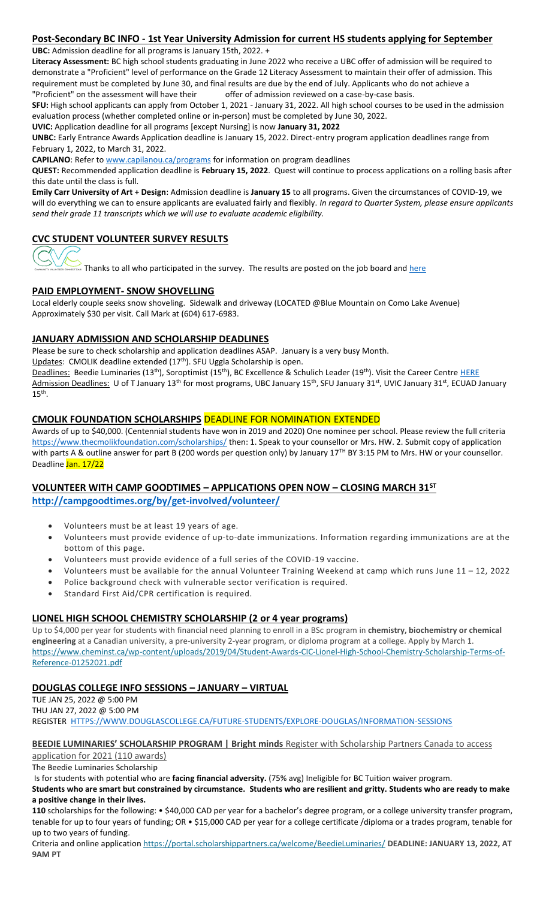## Post-Secondary BC INFO - 1st Year University Admission for current HS students applying for September

**UBC:** Admission deadline for all programs is January 15th, 2022. +

**Literacy Assessment:** BC high school students graduating in June 2022 who receive a UBC offer of admission will be required to demonstrate a "Proficient" level of performance on the Grade 12 Literacy Assessment to maintain their offer of admission. This requirement must be completed by June 30, and final results are due by the end of July. Applicants who do not achieve a "Proficient" on the assessment will have their offer of admission reviewed on a case-by-case basis.

**SFU:** High school applicants can apply from October 1, 2021 - January 31, 2022. All high school courses to be used in the admission evaluation process (whether completed online or in-person) must be completed by June 30, 2022.

**UVIC:** Application deadline for all programs [except Nursing] is now **January 31, 2022**

**UNBC:** Early Entrance Awards Application deadline is January 15, 2022. Direct-entry program application deadlines range from February 1, 2022, to March 31, 2022.

**CAPILANO**: Refer to www.capilanou.ca/programs for information on program deadlines

**QUEST:** Recommended application deadline is **February 15, 2022**. Quest will continue to process applications on a rolling basis after this date until the class is full.

**Emily Carr University of Art + Design**: Admission deadline is **January 15** to all programs. Given the circumstances of COVID-19, we will do everything we can to ensure applicants are evaluated fairly and flexibly. *In regard to Quarter System, please ensure applicants send their grade 11 transcripts which we will use to evaluate academic eligibility.*

## CVC STUDENT VOLUNTEER SURVEY RESULTS

Thanks to all who participated in the survey. The results are posted on the job board and here

## PAID EMPLOYMENT- SNOW SHOVELLING

Local elderly couple seeks snow shoveling. Sidewalk and driveway (LOCATED @Blue Mountain on Como Lake Avenue) Approximately $30 per visit. Call Mark at (604) 617-6983.

## JANUARY ADMISSION AND SCHOLARSHIP DEADLINES

Please be sure to check scholarship and application deadlines ASAP. January is a very busy Month.

Updates: CMOLIK deadline extended (17th). SFU Uggla Scholarship is open.

Deadlines: Beedie Luminaries (13th), Soroptimist (15th), BC Excellence & Schulich Leader (19th). Visit the Career Centre HERE

Admission Deadlines: U of T January 13th for most programs, UBC January 15th, SFU January 31st, UVIC January 31st, ECUAD January 15th.

## CMOLIK FOUNDATION SCHOLARSHIPS DEADLINE FOR NOMINATION EXTENDED

Awards of up to $40,000. (Centennial students have won in 2019 and 2020) One nominee per school. Please review the full criteria https://www.thecmolikfoundation.com/scholarships/ then: 1. Speak to your counsellor or Mrs. HW. 2. Submit copy of application with parts A & outline answer for part B (200 words per question only) by January 17TH BY 3:15 PM to Mrs. HW or your counsellor. Deadline Jan. 17/22

## VOLUNTEER WITH CAMP GOODTIMES – APPLICATIONS OPEN NOW – CLOSING MARCH 31ST

**http://campgoodtimes.org/by/get-involved/volunteer/**

- Volunteers must be at least 19 years of age.
- Volunteers must provide evidence of up-to-date immunizations. Information regarding immunizations are at the bottom of this page.
- Volunteers must provide evidence of a full series of the COVID-19 vaccine.
- Volunteers must be available for the annual Volunteer Training Weekend at camp which runs June 11 – 12, 2022
- Police background check with vulnerable sector verification is required.
- Standard First Aid/CPR certification is required.

## LIONEL HIGH SCHOOL CHEMISTRY SCHOLARSHIP (2 or 4 year programs)

Up to $4,000 per year for students with financial need planning to enroll in a BSc program in **chemistry, biochemistry or chemical engineering** at a Canadian university, a pre-university 2-year program, or diploma program at a college. Apply by March 1. https://www.cheminst.ca/wp-content/uploads/2019/04/Student-Awards-CIC-Lionel-High-School-Chemistry-Scholarship-Terms-of-Reference-01252021.pdf

## DOUGLAS COLLEGE INFO SESSIONS – JANUARY – VIRTUAL

TUE JAN 25, 2022 @ 5:00 PM
THU JAN 27, 2022 @ 5:00 PM
REGISTER HTTPS://WWW.DOUGLASCOLLEGE.CA/FUTURE-STUDENTS/EXPLORE-DOUGLAS/INFORMATION-SESSIONS

**BEEDIE LUMINARIES' SCHOLARSHIP PROGRAM | Bright minds** Register with Scholarship Partners Canada to access application for 2021 (110 awards)

The Beedie Luminaries Scholarship

Is for students with potential who are **facing financial adversity.** (75% avg) Ineligible for BC Tuition waiver program.

**Students who are smart but constrained by circumstance. Students who are resilient and gritty. Students who are ready to make a positive change in their lives.**

**110** scholarships for the following: • $40,000 CAD per year for a bachelor's degree program, or a college university transfer program, tenable for up to four years of funding; OR • $15,000 CAD per year for a college certificate /diploma or a trades program, tenable for up to two years of funding.

Criteria and online application https://portal.scholarshippartners.ca/welcome/BeedieLuminaries/ **DEADLINE: JANUARY 13, 2022, AT 9AM PT**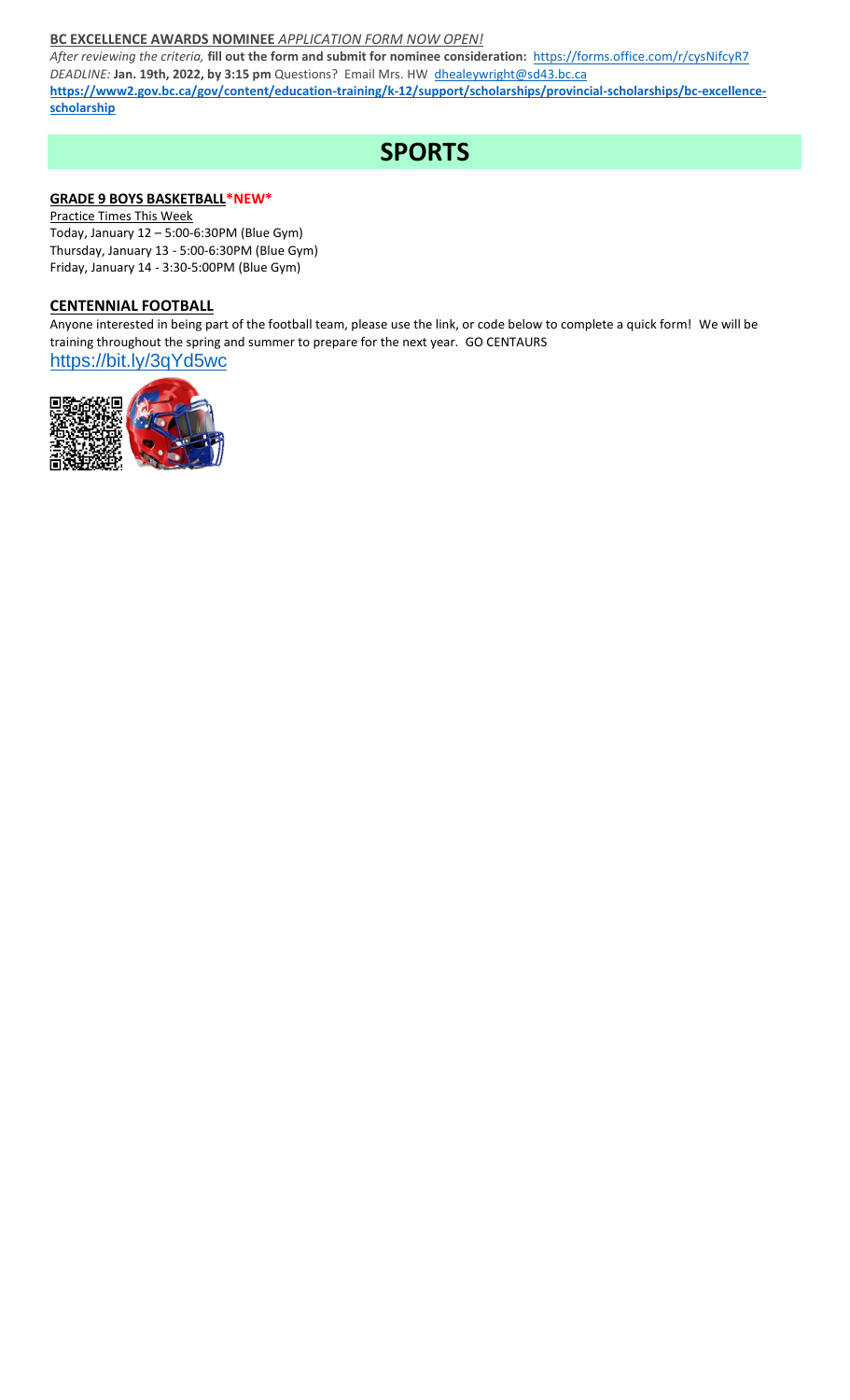**BC EXCELLENCE AWARDS NOMINEE** *APPLICATION FORM NOW OPEN!*

*After reviewing the criteria,* **fill out the form and submit for nominee consideration:** https://forms.office.com/r/cysNifcyR7
*DEADLINE:* **Jan. 19th, 2022, by 3:15 pm** Questions? Email Mrs. HW dhealeywright@sd43.bc.ca
**https://www2.gov.bc.ca/gov/content/education-training/k-12/support/scholarships/provincial-scholarships/bc-excellence-scholarship**

# SPORTS

### GRADE 9 BOYS BASKETBALL *NEW*

Practice Times This Week
Today, January 12 – 5:00-6:30PM (Blue Gym)
Thursday, January 13 - 5:00-6:30PM (Blue Gym)
Friday, January 14 - 3:30-5:00PM (Blue Gym)

### CENTENNIAL FOOTBALL

Anyone interested in being part of the football team, please use the link, or code below to complete a quick form! We will be training throughout the spring and summer to prepare for the next year. GO CENTAURS

https://bit.ly/3qYd5wc